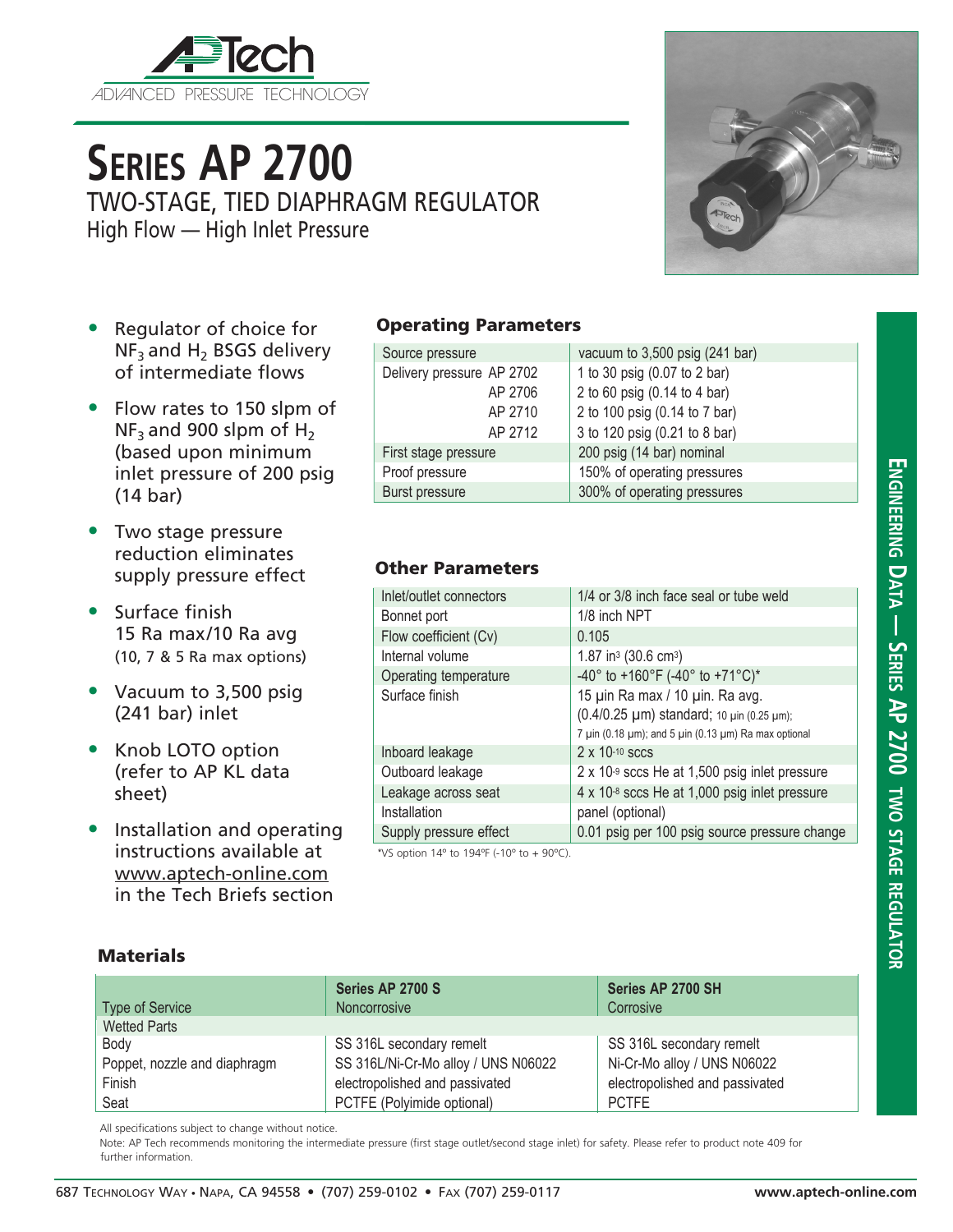APTech
ADVANCED PRESSURE TECHNOLOGY

# SERIES AP 2700

## TWO-STAGE, TIED DIAPHRAGM REGULATOR

### High Flow — High Inlet Pressure

- Regulator of choice for $NF_3$ and $H_2$ BSGS delivery of intermediate flows
- Flow rates to 150 slpm of $NF_3$ and 900 slpm of $H_2$ (based upon minimum inlet pressure of 200 psig (14 bar)
- Two stage pressure reduction eliminates supply pressure effect
- Surface finish 15 Ra max/10 Ra avg (10, 7 & 5 Ra max options)
- Vacuum to 3,500 psig (241 bar) inlet
- Knob LOTO option (refer to AP KL data sheet)
- Installation and operating instructions available at www.aptech-online.com in the Tech Briefs section

### Operating Parameters

| | |
|---|---|
| Source pressure | vacuum to 3,500 psig (241 bar) |
| Delivery pressure AP 2702 | 1 to 30 psig (0.07 to 2 bar) |
| AP 2706 | 2 to 60 psig (0.14 to 4 bar) |
| AP 2710 | 2 to 100 psig (0.14 to 7 bar) |
| AP 2712 | 3 to 120 psig (0.21 to 8 bar) |
| First stage pressure | 200 psig (14 bar) nominal |
| Proof pressure | 150% of operating pressures |
| Burst pressure | 300% of operating pressures |

### Other Parameters

| | |
|---|---|
| Inlet/outlet connectors | 1/4 or 3/8 inch face seal or tube weld |
| Bonnet port | 1/8 inch NPT |
| Flow coefficient (Cv) | 0.105 |
| Internal volume | 1.87 in³ (30.6 cm³) |
| Operating temperature | -40° to +160°F (-40° to +71°C)* |
| Surface finish | 15 µin Ra max / 10 µin. Ra avg. (0.4/0.25 µm) standard; 10 µin (0.25 µm); 7 µin (0.18 µm); and 5 µin (0.13 µm) Ra max optional |
| Inboard leakage | 2 x $10^{-10}$ sccs |
| Outboard leakage | 2 x $10^{-9}$ sccs He at 1,500 psig inlet pressure |
| Leakage across seat | 4 x $10^{-8}$ sccs He at 1,000 psig inlet pressure |
| Installation | panel (optional) |
| Supply pressure effect | 0.01 psig per 100 psig source pressure change |

*VS option 14º to 194ºF (-10º to + 90ºC).

### Materials

| Type of Service | Series AP 2700 S Noncorrosive | Series AP 2700 SH Corrosive |
|---|---|---|
| Wetted Parts | | |
| Body | SS 316L secondary remelt | SS 316L secondary remelt |
| Poppet, nozzle and diaphragm | SS 316L/Ni-Cr-Mo alloy / UNS N06022 | Ni-Cr-Mo alloy / UNS N06022 |
| Finish | electropolished and passivated | electropolished and passivated |
| Seat | PCTFE (Polyimide optional) | PCTFE |

All specifications subject to change without notice.

Note: AP Tech recommends monitoring the intermediate pressure (first stage outlet/second stage inlet) for safety. Please refer to product note 409 for further information.

ENGINEERING DATA — SERIES AP 2700 TWO STAGE REGULATOR

687 Technology Way • Napa, CA 94558 • (707) 259-0102 • Fax (707) 259-0117 www.aptech-online.com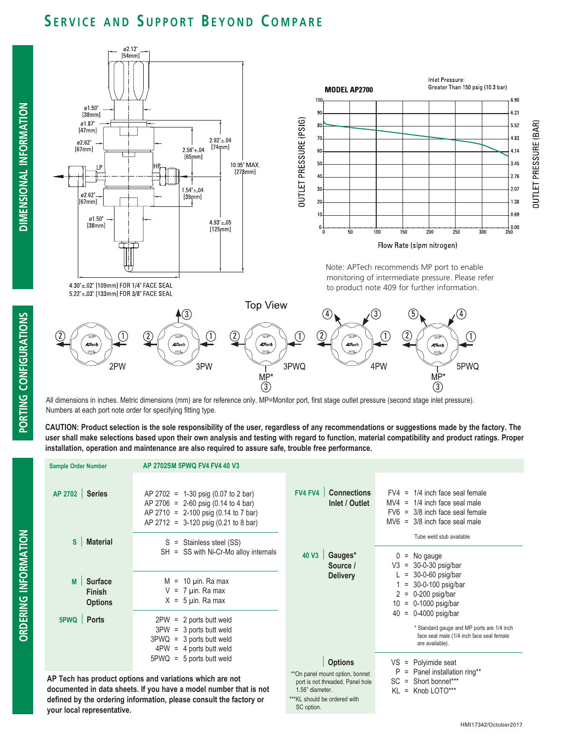# Service and Support Beyond Compare

## Dimensional Information

ø2.12" [54mm]

ø1.50" [38mm]

ø1.87" [47mm]

ø2.62" [67mm]

2.92"±.04 [74mm]

2.56"±.04 [65mm]

LP

HP

10.95" MAX. [278mm]

1.54"±.04 [39mm]

ø2.62" [67mm]

ø1.50" [38mm]

4.93"±.05 [125mm]

4.30"±.02" [109mm] FOR 1/4" FACE SEAL
5.22"±.03" [133mm] FOR 3/8" FACE SEAL

**MODEL AP2700**

Inlet Pressure: Greater Than 150 psig (10.3 bar)

OUTLET PRESSURE (PSIG)

0 10 20 30 40 50 60 70 80 90 100

OUTLET PRESSURE (BAR)

0.00 0.69 1.38 2.07 2.76 3.45 4.14 4.83 5.52 6.21 6.90

0 50 100 150 200 250 300 350

Flow Rate (slpm nitrogen)

Note: APTech recommends MP port to enable monitoring of intermediate pressure. Please refer to product note 409 for further information.

## Porting Configurations

Top View

2PW: ② ①

3PW: ② ③ ①

3PWQ: ② ① MP* ③

4PW: ② ④ ③ ①

5PWQ: ② ⑤ ④ ① MP* ③

All dimensions in inches. Metric dimensions (mm) are for reference only. MP=Monitor port, first stage outlet pressure (second stage inlet pressure). Numbers at each port note order for specifying fitting type.

**CAUTION: Product selection is the sole responsibility of the user, regardless of any recommendations or suggestions made by the factory. The user shall make selections based upon their own analysis and testing with regard to function, material compatibility and product ratings. Proper installation, operation and maintenance are also required to assure safe, trouble free performance.**

## Ordering Information

**Sample Order Number** **AP 2702SM 5PWQ FV4 FV4 40 V3**

| Code | Category | Options |
|---|---|---|
| AP 2702 | Series | AP 2702 = 1-30 psig (0.07 to 2 bar)<br>AP 2706 = 2-60 psig (0.14 to 4 bar)<br>AP 2710 = 2-100 psig (0.14 to 7 bar)<br>AP 2712 = 3-120 psig (0.21 to 8 bar) |
| S | Material | S = Stainless steel (SS)<br>SH = SS with Ni-Cr-Mo alloy internals |
| M | Surface Finish Options | M = 10 µin. Ra max<br>V = 7 µin. Ra max<br>X = 5 µin. Ra max |
| 5PWQ | Ports | 2PW = 2 ports butt weld<br>3PW = 3 ports butt weld<br>3PWQ = 3 ports butt weld<br>4PW = 4 ports butt weld<br>5PWQ = 5 ports butt weld |
| FV4 FV4 | Connections Inlet / Outlet | FV4 = 1/4 inch face seal female<br>MV4 = 1/4 inch face seal male<br>FV6 = 3/8 inch face seal female<br>MV6 = 3/8 inch face seal male<br>Tube weld stub available |
| 40 V3 | Gauges* Source / Delivery | 0 = No gauge<br>V3 = 30-0-30 psig/bar<br>L = 30-0-60 psig/bar<br>1 = 30-0-100 psig/bar<br>2 = 0-200 psig/bar<br>10 = 0-1000 psig/bar<br>40 = 0-4000 psig/bar<br>* Standard gauge and MP ports are 1/4 inch face seal male (1/4 inch face seal female are available). |
| | Options | VS = Polyimide seat<br>P = Panel installation ring**<br>SC = Short bonnet***<br>KL = Knob LOTO*** |

**On panel mount option, bonnet port is not threaded. Panel hole 1.56" diameter.

***KL should be ordered with SC option.

**AP Tech has product options and variations which are not documented in data sheets. If you have a model number that is not defined by the ordering information, please consult the factory or your local representative.**

HMI17342/October2017